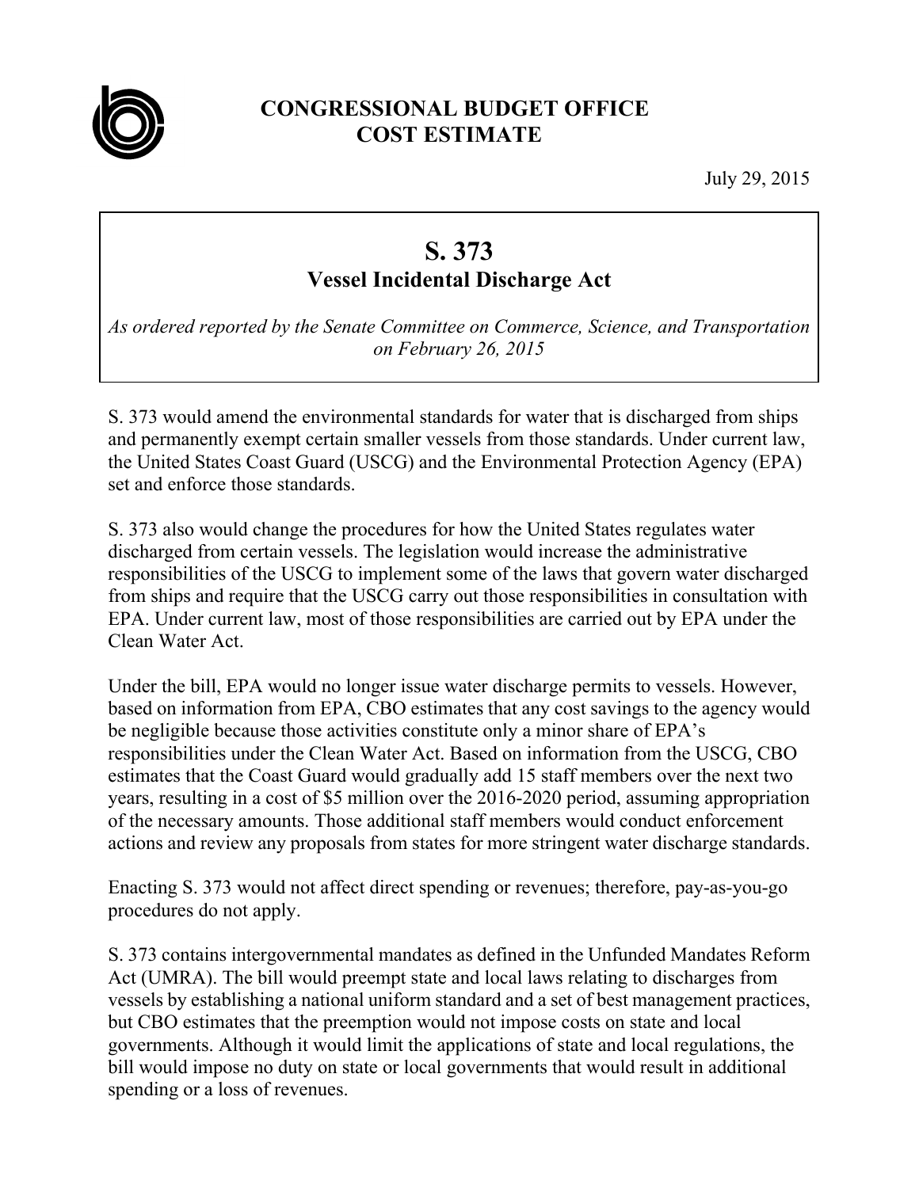# CONGRESSIONAL BUDGET OFFICE
# COST ESTIMATE

July 29, 2015

## S. 373
### Vessel Incidental Discharge Act

*As ordered reported by the Senate Committee on Commerce, Science, and Transportation on February 26, 2015*

S. 373 would amend the environmental standards for water that is discharged from ships and permanently exempt certain smaller vessels from those standards. Under current law, the United States Coast Guard (USCG) and the Environmental Protection Agency (EPA) set and enforce those standards.

S. 373 also would change the procedures for how the United States regulates water discharged from certain vessels. The legislation would increase the administrative responsibilities of the USCG to implement some of the laws that govern water discharged from ships and require that the USCG carry out those responsibilities in consultation with EPA. Under current law, most of those responsibilities are carried out by EPA under the Clean Water Act.

Under the bill, EPA would no longer issue water discharge permits to vessels. However, based on information from EPA, CBO estimates that any cost savings to the agency would be negligible because those activities constitute only a minor share of EPA's responsibilities under the Clean Water Act. Based on information from the USCG, CBO estimates that the Coast Guard would gradually add 15 staff members over the next two years, resulting in a cost of $5 million over the 2016-2020 period, assuming appropriation of the necessary amounts. Those additional staff members would conduct enforcement actions and review any proposals from states for more stringent water discharge standards.

Enacting S. 373 would not affect direct spending or revenues; therefore, pay-as-you-go procedures do not apply.

S. 373 contains intergovernmental mandates as defined in the Unfunded Mandates Reform Act (UMRA). The bill would preempt state and local laws relating to discharges from vessels by establishing a national uniform standard and a set of best management practices, but CBO estimates that the preemption would not impose costs on state and local governments. Although it would limit the applications of state and local regulations, the bill would impose no duty on state or local governments that would result in additional spending or a loss of revenues.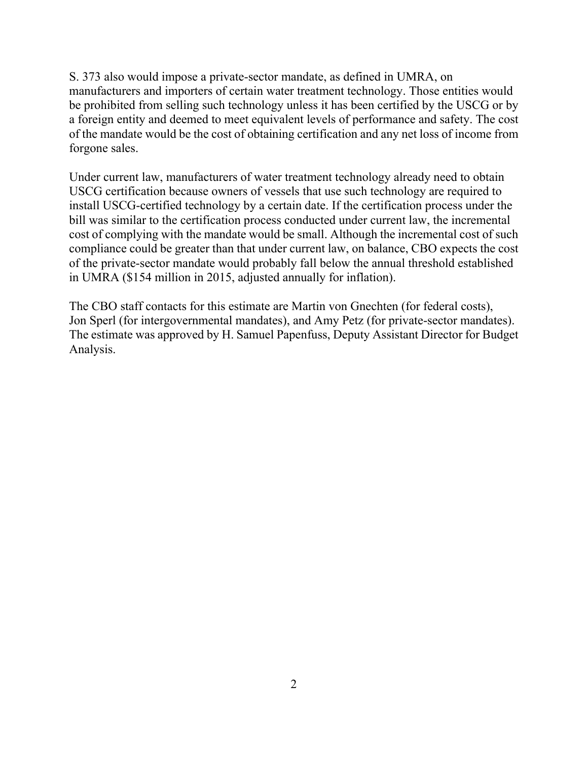S. 373 also would impose a private-sector mandate, as defined in UMRA, on manufacturers and importers of certain water treatment technology. Those entities would be prohibited from selling such technology unless it has been certified by the USCG or by a foreign entity and deemed to meet equivalent levels of performance and safety. The cost of the mandate would be the cost of obtaining certification and any net loss of income from forgone sales.

Under current law, manufacturers of water treatment technology already need to obtain USCG certification because owners of vessels that use such technology are required to install USCG-certified technology by a certain date. If the certification process under the bill was similar to the certification process conducted under current law, the incremental cost of complying with the mandate would be small. Although the incremental cost of such compliance could be greater than that under current law, on balance, CBO expects the cost of the private-sector mandate would probably fall below the annual threshold established in UMRA ($154 million in 2015, adjusted annually for inflation).

The CBO staff contacts for this estimate are Martin von Gnechten (for federal costs), Jon Sperl (for intergovernmental mandates), and Amy Petz (for private-sector mandates). The estimate was approved by H. Samuel Papenfuss, Deputy Assistant Director for Budget Analysis.